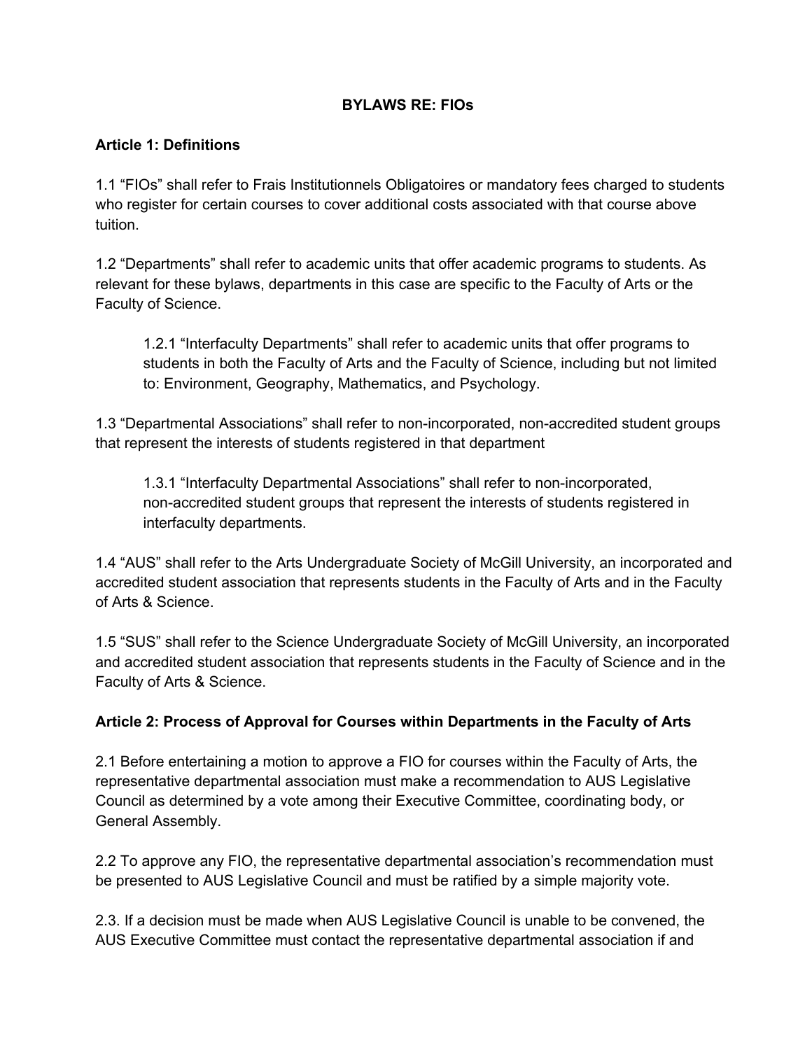# BYLAWS RE: FIOs

## Article 1: Definitions

1.1 "FIOs" shall refer to Frais Institutionnels Obligatoires or mandatory fees charged to students who register for certain courses to cover additional costs associated with that course above tuition.

1.2 "Departments" shall refer to academic units that offer academic programs to students. As relevant for these bylaws, departments in this case are specific to the Faculty of Arts or the Faculty of Science.

> 1.2.1 "Interfaculty Departments" shall refer to academic units that offer programs to students in both the Faculty of Arts and the Faculty of Science, including but not limited to: Environment, Geography, Mathematics, and Psychology.

1.3 "Departmental Associations" shall refer to non-incorporated, non-accredited student groups that represent the interests of students registered in that department

> 1.3.1 "Interfaculty Departmental Associations" shall refer to non-incorporated, non-accredited student groups that represent the interests of students registered in interfaculty departments.

1.4 "AUS" shall refer to the Arts Undergraduate Society of McGill University, an incorporated and accredited student association that represents students in the Faculty of Arts and in the Faculty of Arts & Science.

1.5 "SUS" shall refer to the Science Undergraduate Society of McGill University, an incorporated and accredited student association that represents students in the Faculty of Science and in the Faculty of Arts & Science.

## Article 2: Process of Approval for Courses within Departments in the Faculty of Arts

2.1 Before entertaining a motion to approve a FIO for courses within the Faculty of Arts, the representative departmental association must make a recommendation to AUS Legislative Council as determined by a vote among their Executive Committee, coordinating body, or General Assembly.

2.2 To approve any FIO, the representative departmental association's recommendation must be presented to AUS Legislative Council and must be ratified by a simple majority vote.

2.3. If a decision must be made when AUS Legislative Council is unable to be convened, the AUS Executive Committee must contact the representative departmental association if and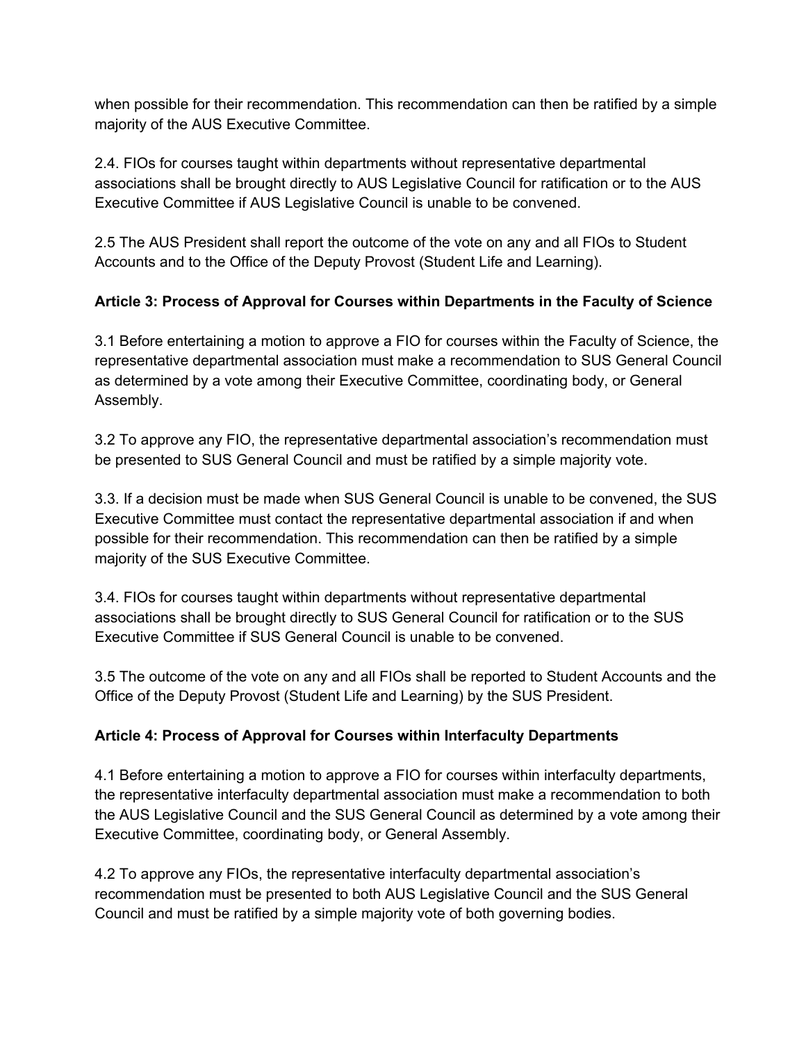when possible for their recommendation. This recommendation can then be ratified by a simple majority of the AUS Executive Committee.

2.4. FIOs for courses taught within departments without representative departmental associations shall be brought directly to AUS Legislative Council for ratification or to the AUS Executive Committee if AUS Legislative Council is unable to be convened.

2.5 The AUS President shall report the outcome of the vote on any and all FIOs to Student Accounts and to the Office of the Deputy Provost (Student Life and Learning).

**Article 3: Process of Approval for Courses within Departments in the Faculty of Science**

3.1 Before entertaining a motion to approve a FIO for courses within the Faculty of Science, the representative departmental association must make a recommendation to SUS General Council as determined by a vote among their Executive Committee, coordinating body, or General Assembly.

3.2 To approve any FIO, the representative departmental association's recommendation must be presented to SUS General Council and must be ratified by a simple majority vote.

3.3. If a decision must be made when SUS General Council is unable to be convened, the SUS Executive Committee must contact the representative departmental association if and when possible for their recommendation. This recommendation can then be ratified by a simple majority of the SUS Executive Committee.

3.4. FIOs for courses taught within departments without representative departmental associations shall be brought directly to SUS General Council for ratification or to the SUS Executive Committee if SUS General Council is unable to be convened.

3.5 The outcome of the vote on any and all FIOs shall be reported to Student Accounts and the Office of the Deputy Provost (Student Life and Learning) by the SUS President.

**Article 4: Process of Approval for Courses within Interfaculty Departments**

4.1 Before entertaining a motion to approve a FIO for courses within interfaculty departments, the representative interfaculty departmental association must make a recommendation to both the AUS Legislative Council and the SUS General Council as determined by a vote among their Executive Committee, coordinating body, or General Assembly.

4.2 To approve any FIOs, the representative interfaculty departmental association's recommendation must be presented to both AUS Legislative Council and the SUS General Council and must be ratified by a simple majority vote of both governing bodies.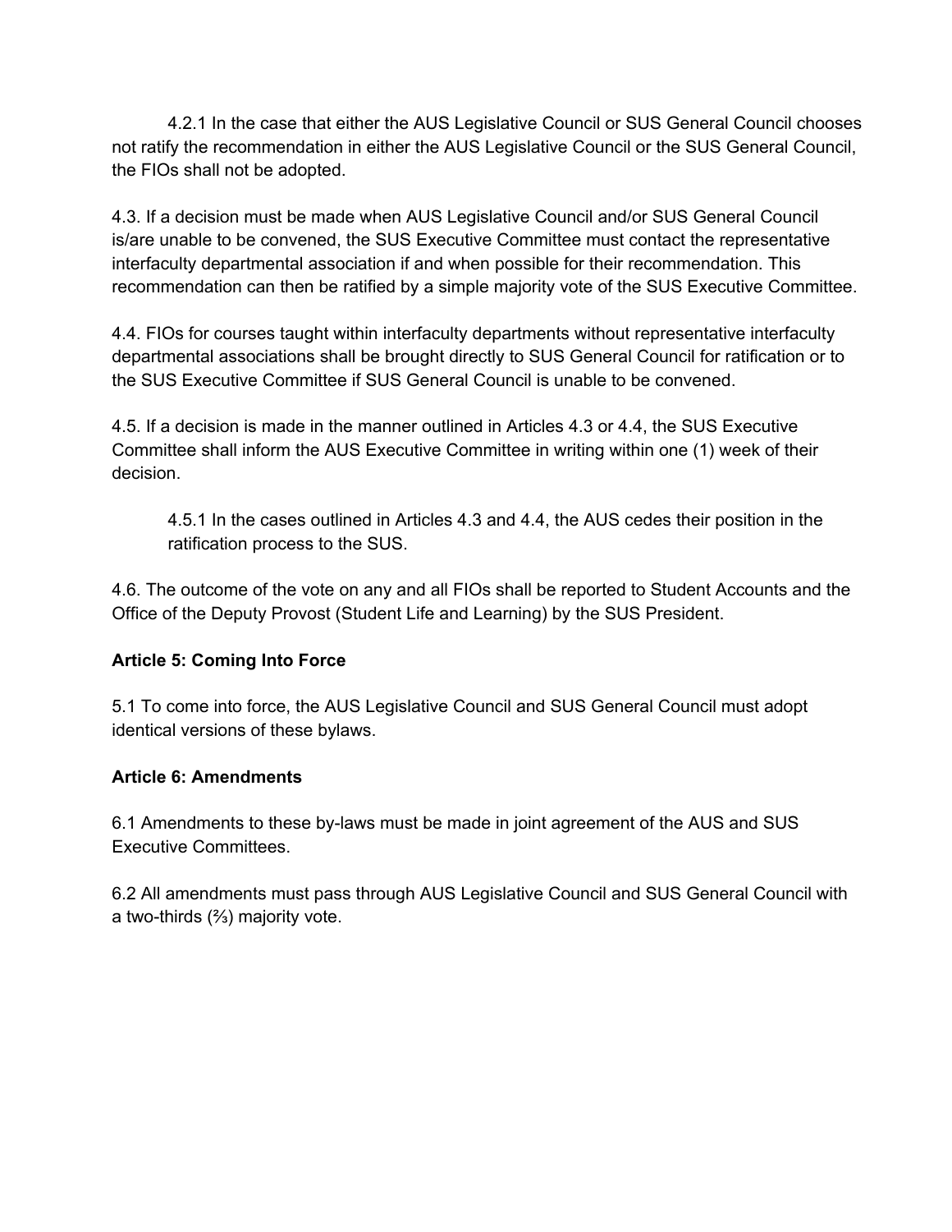4.2.1 In the case that either the AUS Legislative Council or SUS General Council chooses not ratify the recommendation in either the AUS Legislative Council or the SUS General Council, the FIOs shall not be adopted.

4.3. If a decision must be made when AUS Legislative Council and/or SUS General Council is/are unable to be convened, the SUS Executive Committee must contact the representative interfaculty departmental association if and when possible for their recommendation. This recommendation can then be ratified by a simple majority vote of the SUS Executive Committee.

4.4. FIOs for courses taught within interfaculty departments without representative interfaculty departmental associations shall be brought directly to SUS General Council for ratification or to the SUS Executive Committee if SUS General Council is unable to be convened.

4.5. If a decision is made in the manner outlined in Articles 4.3 or 4.4, the SUS Executive Committee shall inform the AUS Executive Committee in writing within one (1) week of their decision.

4.5.1 In the cases outlined in Articles 4.3 and 4.4, the AUS cedes their position in the ratification process to the SUS.

4.6. The outcome of the vote on any and all FIOs shall be reported to Student Accounts and the Office of the Deputy Provost (Student Life and Learning) by the SUS President.

**Article 5: Coming Into Force**

5.1 To come into force, the AUS Legislative Council and SUS General Council must adopt identical versions of these bylaws.

**Article 6: Amendments**

6.1 Amendments to these by-laws must be made in joint agreement of the AUS and SUS Executive Committees.

6.2 All amendments must pass through AUS Legislative Council and SUS General Council with a two-thirds (⅔) majority vote.